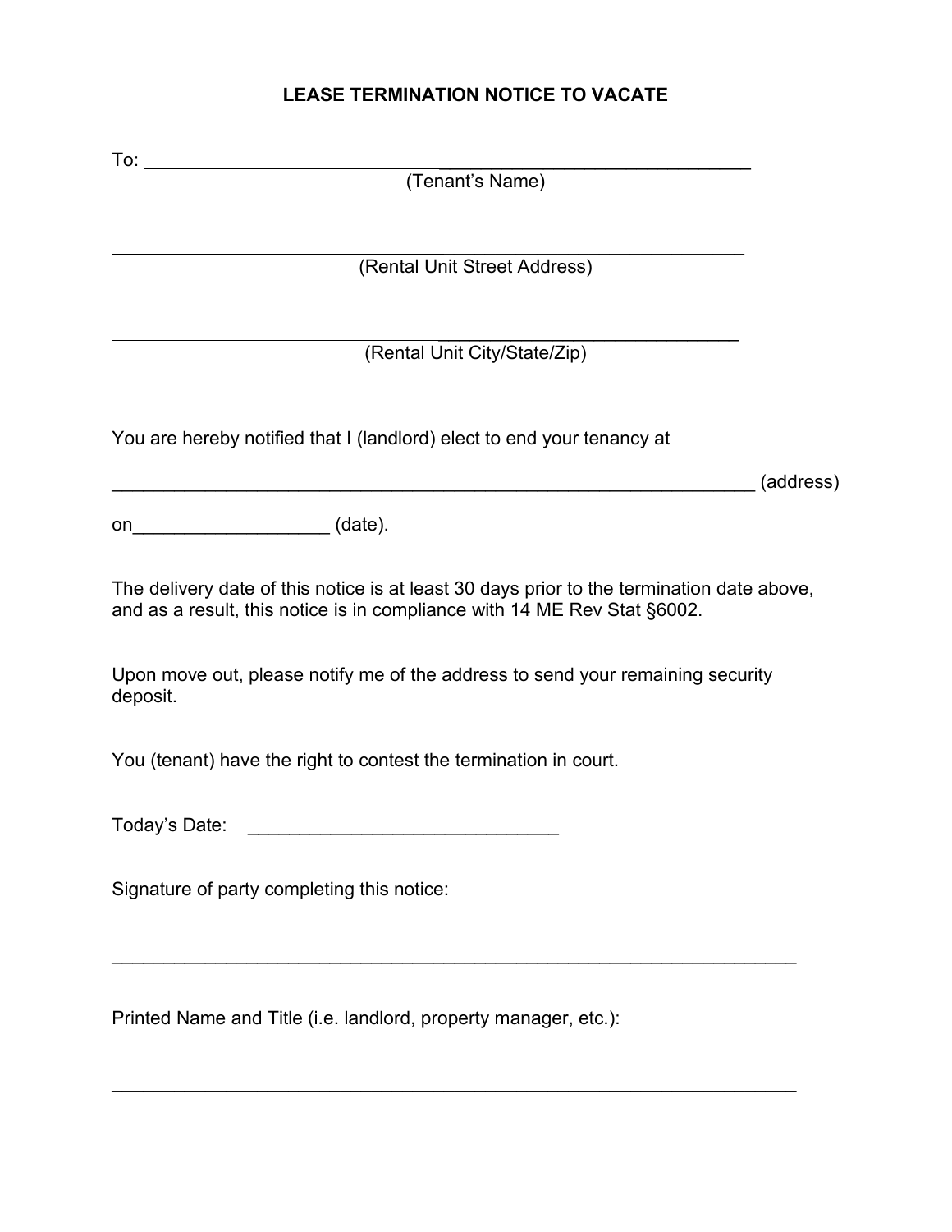# LEASE TERMINATION NOTICE TO VACATE

To: ____________________________________________________________
(Tenant's Name)

____________________________________________________________
(Rental Unit Street Address)

____________________________________________________________
(Rental Unit City/State/Zip)

You are hereby notified that I (landlord) elect to end your tenancy at

______________________________________________________________ (address)

on___________________ (date).

The delivery date of this notice is at least 30 days prior to the termination date above, and as a result, this notice is in compliance with 14 ME Rev Stat §6002.

Upon move out, please notify me of the address to send your remaining security deposit.

You (tenant) have the right to contest the termination in court.

Today's Date: ______________________________

Signature of party completing this notice:

__________________________________________________________________

Printed Name and Title (i.e. landlord, property manager, etc.):

__________________________________________________________________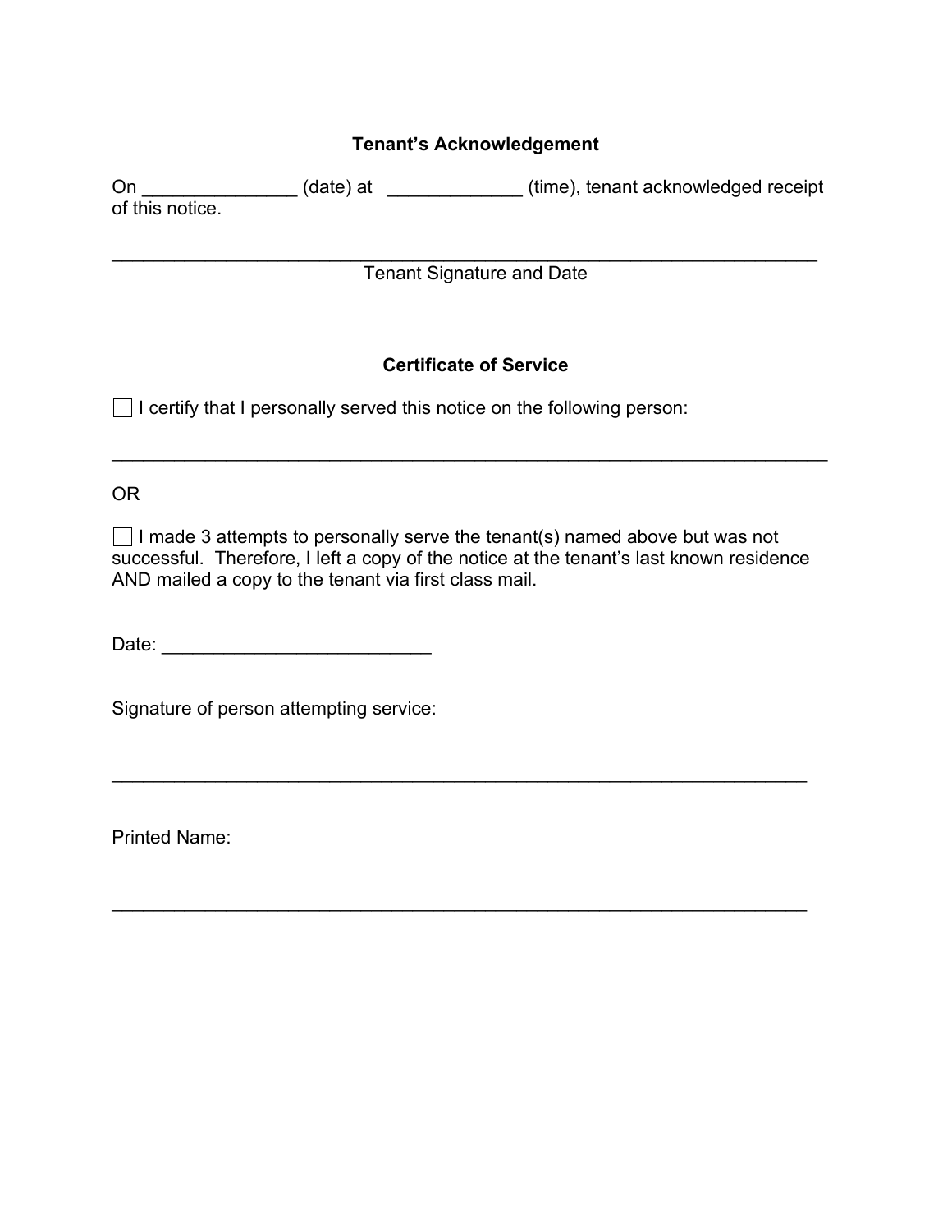## Tenant's Acknowledgement

On _______________ (date) at _____________ (time), tenant acknowledged receipt of this notice.

___________________________________________________________________

Tenant Signature and Date

## Certificate of Service

☐ I certify that I personally served this notice on the following person:

____________________________________________________________________

OR

☐ I made 3 attempts to personally serve the tenant(s) named above but was not successful. Therefore, I left a copy of the notice at the tenant's last known residence AND mailed a copy to the tenant via first class mail.

Date: __________________________

Signature of person attempting service:

__________________________________________________________________

Printed Name:

__________________________________________________________________